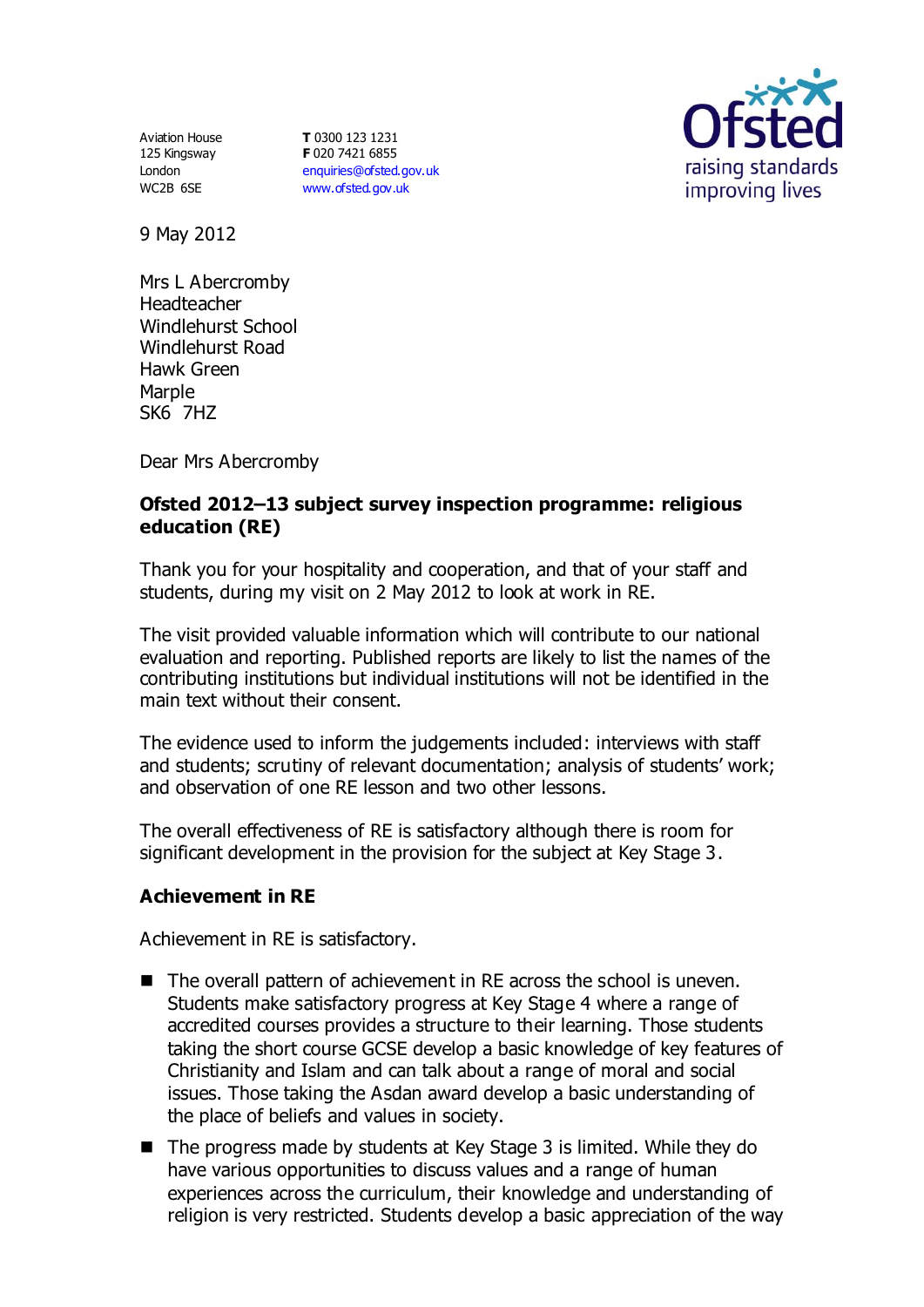Aviation House
125 Kingsway
London
WC2B 6SE

**T** 0300 123 1231
**F** 020 7421 6855
enquiries@ofsted.gov.uk
www.ofsted.gov.uk

Ofsted
raising standards
improving lives

9 May 2012

Mrs L Abercromby
Headteacher
Windlehurst School
Windlehurst Road
Hawk Green
Marple
SK6 7HZ

Dear Mrs Abercromby

**Ofsted 2012–13 subject survey inspection programme: religious education (RE)**

Thank you for your hospitality and cooperation, and that of your staff and students, during my visit on 2 May 2012 to look at work in RE.

The visit provided valuable information which will contribute to our national evaluation and reporting. Published reports are likely to list the names of the contributing institutions but individual institutions will not be identified in the main text without their consent.

The evidence used to inform the judgements included: interviews with staff and students; scrutiny of relevant documentation; analysis of students' work; and observation of one RE lesson and two other lessons.

The overall effectiveness of RE is satisfactory although there is room for significant development in the provision for the subject at Key Stage 3.

## Achievement in RE

Achievement in RE is satisfactory.

- The overall pattern of achievement in RE across the school is uneven. Students make satisfactory progress at Key Stage 4 where a range of accredited courses provides a structure to their learning. Those students taking the short course GCSE develop a basic knowledge of key features of Christianity and Islam and can talk about a range of moral and social issues. Those taking the Asdan award develop a basic understanding of the place of beliefs and values in society.
- The progress made by students at Key Stage 3 is limited. While they do have various opportunities to discuss values and a range of human experiences across the curriculum, their knowledge and understanding of religion is very restricted. Students develop a basic appreciation of the way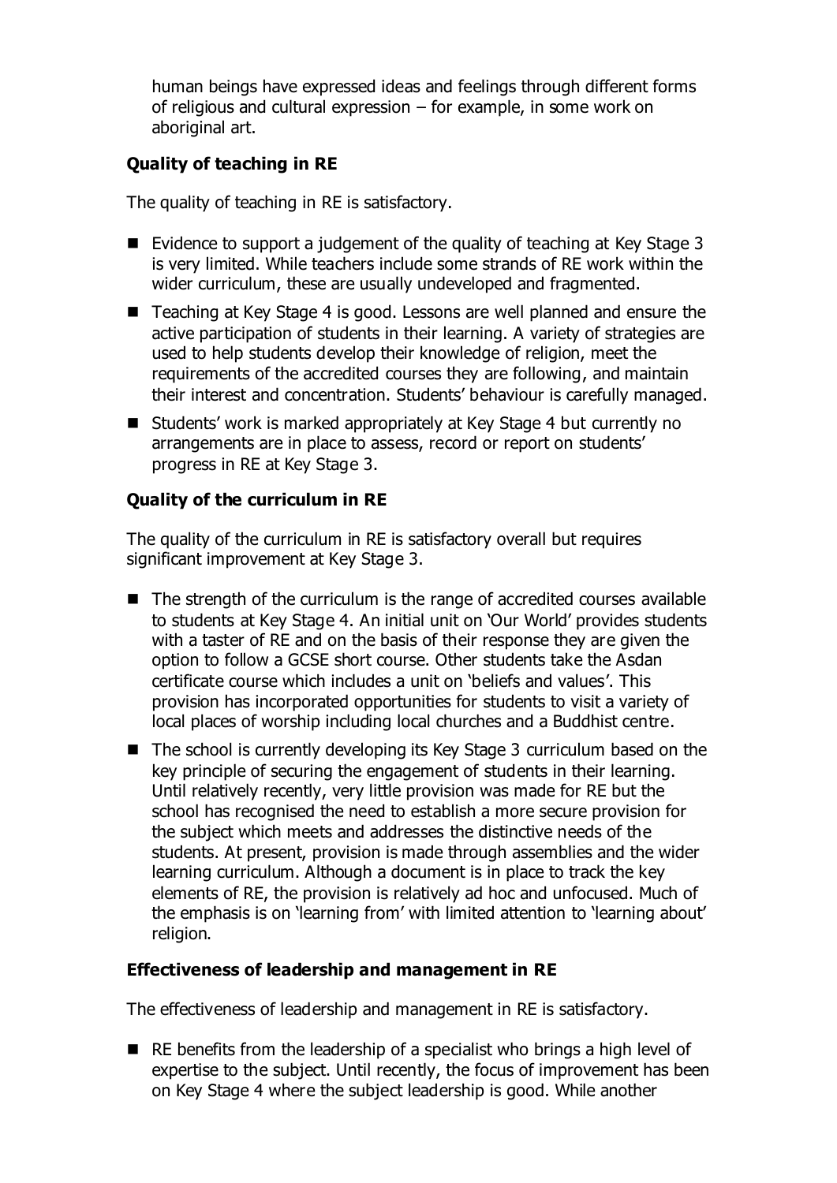human beings have expressed ideas and feelings through different forms of religious and cultural expression – for example, in some work on aboriginal art.

### Quality of teaching in RE

The quality of teaching in RE is satisfactory.

- Evidence to support a judgement of the quality of teaching at Key Stage 3 is very limited. While teachers include some strands of RE work within the wider curriculum, these are usually undeveloped and fragmented.
- Teaching at Key Stage 4 is good. Lessons are well planned and ensure the active participation of students in their learning. A variety of strategies are used to help students develop their knowledge of religion, meet the requirements of the accredited courses they are following, and maintain their interest and concentration. Students' behaviour is carefully managed.
- Students' work is marked appropriately at Key Stage 4 but currently no arrangements are in place to assess, record or report on students' progress in RE at Key Stage 3.

### Quality of the curriculum in RE

The quality of the curriculum in RE is satisfactory overall but requires significant improvement at Key Stage 3.

- The strength of the curriculum is the range of accredited courses available to students at Key Stage 4. An initial unit on 'Our World' provides students with a taster of RE and on the basis of their response they are given the option to follow a GCSE short course. Other students take the Asdan certificate course which includes a unit on 'beliefs and values'. This provision has incorporated opportunities for students to visit a variety of local places of worship including local churches and a Buddhist centre.
- The school is currently developing its Key Stage 3 curriculum based on the key principle of securing the engagement of students in their learning. Until relatively recently, very little provision was made for RE but the school has recognised the need to establish a more secure provision for the subject which meets and addresses the distinctive needs of the students. At present, provision is made through assemblies and the wider learning curriculum. Although a document is in place to track the key elements of RE, the provision is relatively ad hoc and unfocused. Much of the emphasis is on 'learning from' with limited attention to 'learning about' religion.

### Effectiveness of leadership and management in RE

The effectiveness of leadership and management in RE is satisfactory.

- RE benefits from the leadership of a specialist who brings a high level of expertise to the subject. Until recently, the focus of improvement has been on Key Stage 4 where the subject leadership is good. While another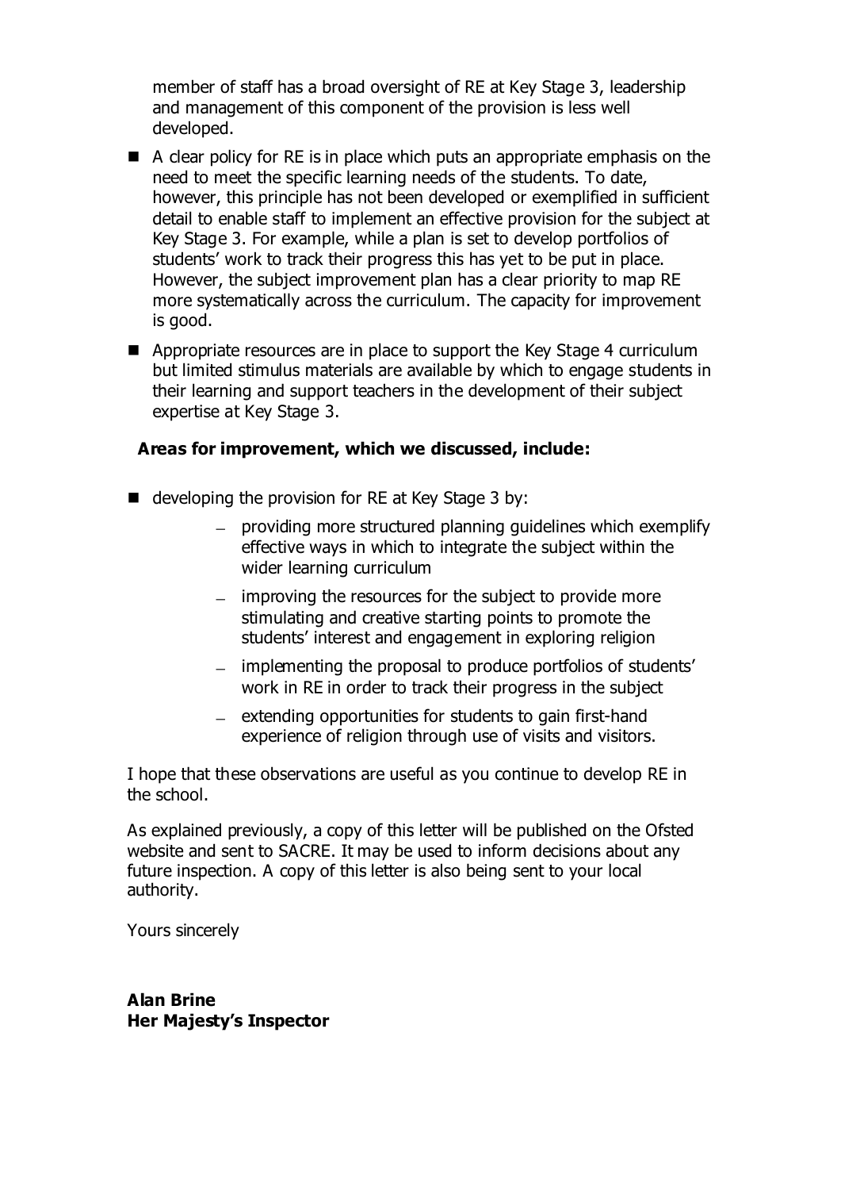member of staff has a broad oversight of RE at Key Stage 3, leadership and management of this component of the provision is less well developed.

- A clear policy for RE is in place which puts an appropriate emphasis on the need to meet the specific learning needs of the students. To date, however, this principle has not been developed or exemplified in sufficient detail to enable staff to implement an effective provision for the subject at Key Stage 3. For example, while a plan is set to develop portfolios of students' work to track their progress this has yet to be put in place. However, the subject improvement plan has a clear priority to map RE more systematically across the curriculum. The capacity for improvement is good.
- Appropriate resources are in place to support the Key Stage 4 curriculum but limited stimulus materials are available by which to engage students in their learning and support teachers in the development of their subject expertise at Key Stage 3.

**Areas for improvement, which we discussed, include:**

- developing the provision for RE at Key Stage 3 by:
  - providing more structured planning guidelines which exemplify effective ways in which to integrate the subject within the wider learning curriculum
  - improving the resources for the subject to provide more stimulating and creative starting points to promote the students' interest and engagement in exploring religion
  - implementing the proposal to produce portfolios of students' work in RE in order to track their progress in the subject
  - extending opportunities for students to gain first-hand experience of religion through use of visits and visitors.

I hope that these observations are useful as you continue to develop RE in the school.

As explained previously, a copy of this letter will be published on the Ofsted website and sent to SACRE. It may be used to inform decisions about any future inspection. A copy of this letter is also being sent to your local authority.

Yours sincerely

**Alan Brine**
**Her Majesty's Inspector**